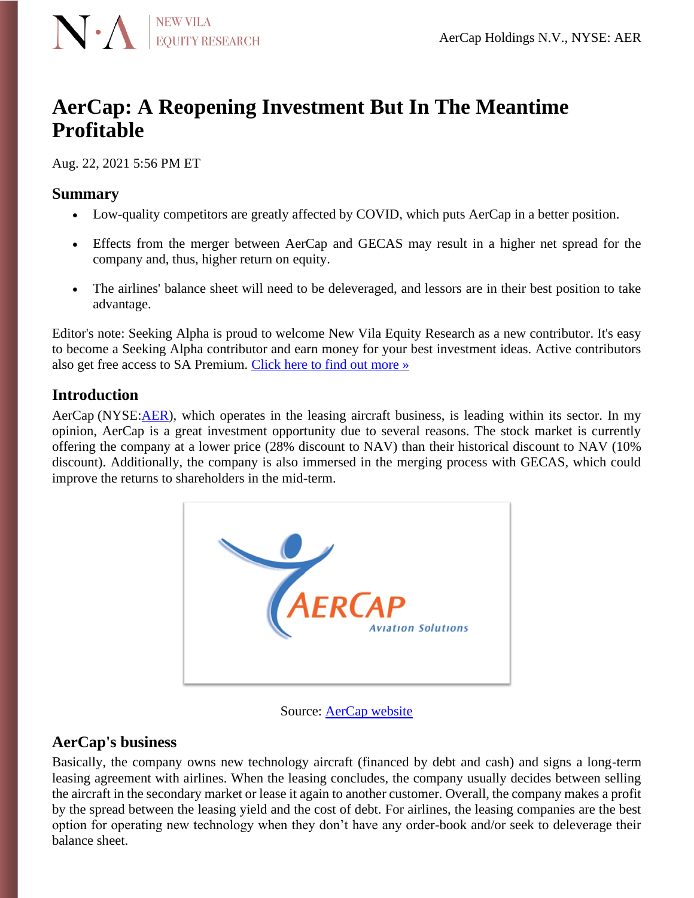# AerCap: A Reopening Investment But In The Meantime Profitable

Aug. 22, 2021 5:56 PM ET

## Summary

- Low-quality competitors are greatly affected by COVID, which puts AerCap in a better position.
- Effects from the merger between AerCap and GECAS may result in a higher net spread for the company and, thus, higher return on equity.
- The airlines' balance sheet will need to be deleveraged, and lessors are in their best position to take advantage.

Editor's note: Seeking Alpha is proud to welcome New Vila Equity Research as a new contributor. It's easy to become a Seeking Alpha contributor and earn money for your best investment ideas. Active contributors also get free access to SA Premium. [Click here to find out more »]

## Introduction

AerCap (NYSE:[AER]), which operates in the leasing aircraft business, is leading within its sector. In my opinion, AerCap is a great investment opportunity due to several reasons. The stock market is currently offering the company at a lower price (28% discount to NAV) than their historical discount to NAV (10% discount). Additionally, the company is also immersed in the merging process with GECAS, which could improve the returns to shareholders in the mid-term.

Source: [AerCap website]

## AerCap's business

Basically, the company owns new technology aircraft (financed by debt and cash) and signs a long-term leasing agreement with airlines. When the leasing concludes, the company usually decides between selling the aircraft in the secondary market or lease it again to another customer. Overall, the company makes a profit by the spread between the leasing yield and the cost of debt. For airlines, the leasing companies are the best option for operating new technology when they don't have any order-book and/or seek to deleverage their balance sheet.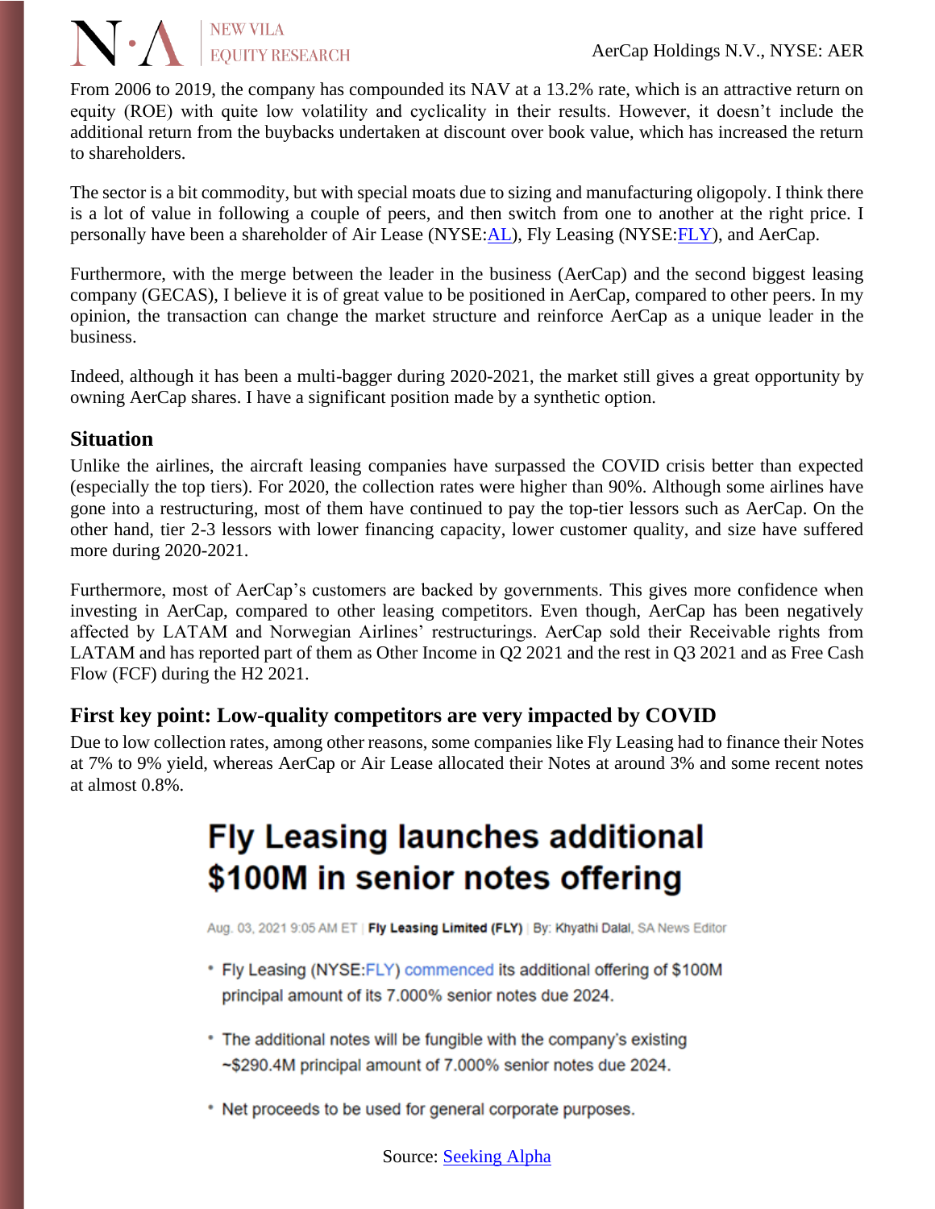From 2006 to 2019, the company has compounded its NAV at a 13.2% rate, which is an attractive return on equity (ROE) with quite low volatility and cyclicality in their results. However, it doesn't include the additional return from the buybacks undertaken at discount over book value, which has increased the return to shareholders.

The sector is a bit commodity, but with special moats due to sizing and manufacturing oligopoly. I think there is a lot of value in following a couple of peers, and then switch from one to another at the right price. I personally have been a shareholder of Air Lease (NYSE:AL), Fly Leasing (NYSE:FLY), and AerCap.

Furthermore, with the merge between the leader in the business (AerCap) and the second biggest leasing company (GECAS), I believe it is of great value to be positioned in AerCap, compared to other peers. In my opinion, the transaction can change the market structure and reinforce AerCap as a unique leader in the business.

Indeed, although it has been a multi-bagger during 2020-2021, the market still gives a great opportunity by owning AerCap shares. I have a significant position made by a synthetic option.

## Situation

Unlike the airlines, the aircraft leasing companies have surpassed the COVID crisis better than expected (especially the top tiers). For 2020, the collection rates were higher than 90%. Although some airlines have gone into a restructuring, most of them have continued to pay the top-tier lessors such as AerCap. On the other hand, tier 2-3 lessors with lower financing capacity, lower customer quality, and size have suffered more during 2020-2021.

Furthermore, most of AerCap's customers are backed by governments. This gives more confidence when investing in AerCap, compared to other leasing competitors. Even though, AerCap has been negatively affected by LATAM and Norwegian Airlines' restructurings. AerCap sold their Receivable rights from LATAM and has reported part of them as Other Income in Q2 2021 and the rest in Q3 2021 and as Free Cash Flow (FCF) during the H2 2021.

### First key point: Low-quality competitors are very impacted by COVID

Due to low collection rates, among other reasons, some companies like Fly Leasing had to finance their Notes at 7% to 9% yield, whereas AerCap or Air Lease allocated their Notes at around 3% and some recent notes at almost 0.8%.

# Fly Leasing launches additional $100M in senior notes offering

Aug. 03, 2021 9:05 AM ET | **Fly Leasing Limited (FLY)** | By: Khyathi Dalal, SA News Editor

- Fly Leasing (NYSE:FLY) commenced its additional offering of $100M principal amount of its 7.000% senior notes due 2024.
- The additional notes will be fungible with the company's existing ~$290.4M principal amount of 7.000% senior notes due 2024.
- Net proceeds to be used for general corporate purposes.

Source: Seeking Alpha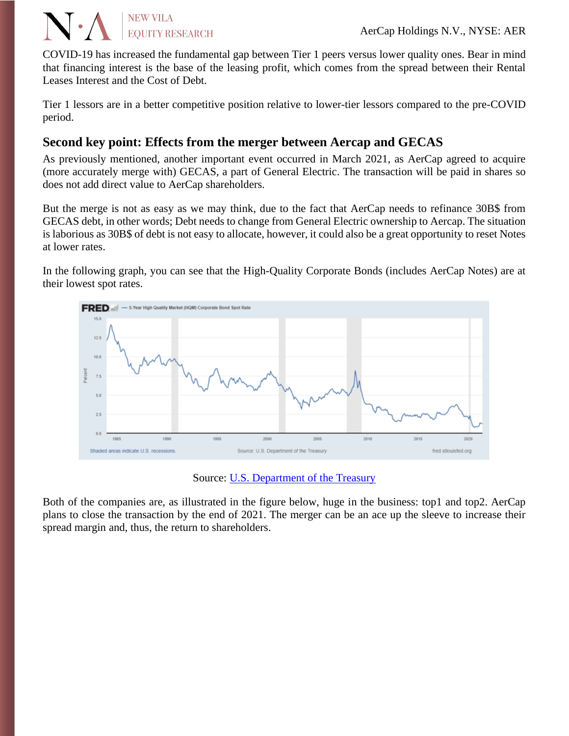COVID-19 has increased the fundamental gap between Tier 1 peers versus lower quality ones. Bear in mind that financing interest is the base of the leasing profit, which comes from the spread between their Rental Leases Interest and the Cost of Debt.

Tier 1 lessors are in a better competitive position relative to lower-tier lessors compared to the pre-COVID period.

## Second key point: Effects from the merger between Aercap and GECAS

As previously mentioned, another important event occurred in March 2021, as AerCap agreed to acquire (more accurately merge with) GECAS, a part of General Electric. The transaction will be paid in shares so does not add direct value to AerCap shareholders.

But the merge is not as easy as we may think, due to the fact that AerCap needs to refinance 30B$ from GECAS debt, in other words; Debt needs to change from General Electric ownership to Aercap. The situation is laborious as 30B$ of debt is not easy to allocate, however, it could also be a great opportunity to reset Notes at lower rates.

In the following graph, you can see that the High-Quality Corporate Bonds (includes AerCap Notes) are at their lowest spot rates.

Source: [U.S. Department of the Treasury]

Both of the companies are, as illustrated in the figure below, huge in the business: top1 and top2. AerCap plans to close the transaction by the end of 2021. The merger can be an ace up the sleeve to increase their spread margin and, thus, the return to shareholders.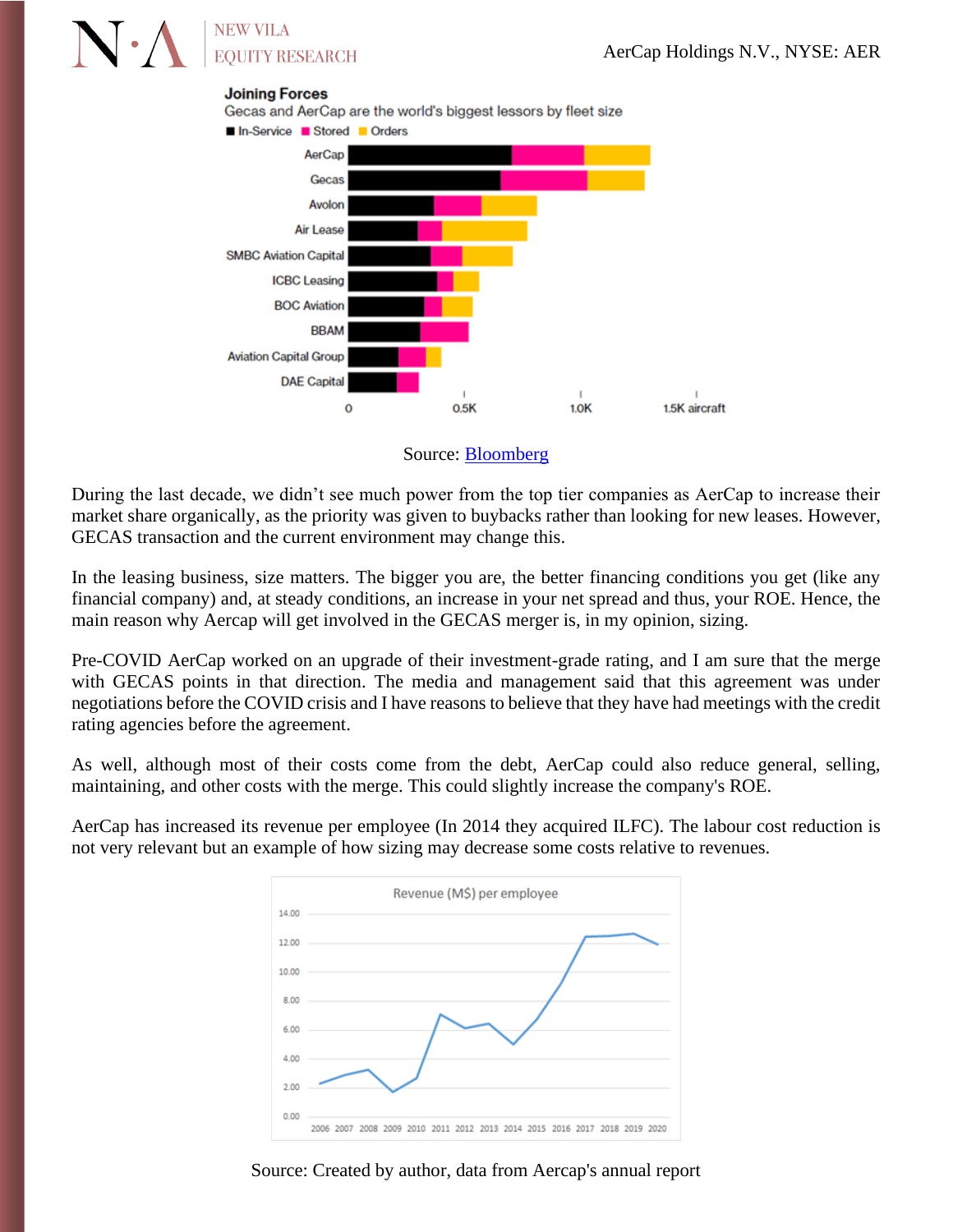Joining Forces

Gecas and AerCap are the world's biggest lessors by fleet size

Source: Bloomberg

During the last decade, we didn't see much power from the top tier companies as AerCap to increase their market share organically, as the priority was given to buybacks rather than looking for new leases. However, GECAS transaction and the current environment may change this.

In the leasing business, size matters. The bigger you are, the better financing conditions you get (like any financial company) and, at steady conditions, an increase in your net spread and thus, your ROE. Hence, the main reason why Aercap will get involved in the GECAS merger is, in my opinion, sizing.

Pre-COVID AerCap worked on an upgrade of their investment-grade rating, and I am sure that the merge with GECAS points in that direction. The media and management said that this agreement was under negotiations before the COVID crisis and I have reasons to believe that they have had meetings with the credit rating agencies before the agreement.

As well, although most of their costs come from the debt, AerCap could also reduce general, selling, maintaining, and other costs with the merge. This could slightly increase the company's ROE.

AerCap has increased its revenue per employee (In 2014 they acquired ILFC). The labour cost reduction is not very relevant but an example of how sizing may decrease some costs relative to revenues.

Revenue (M$) per employee

Source: Created by author, data from Aercap's annual report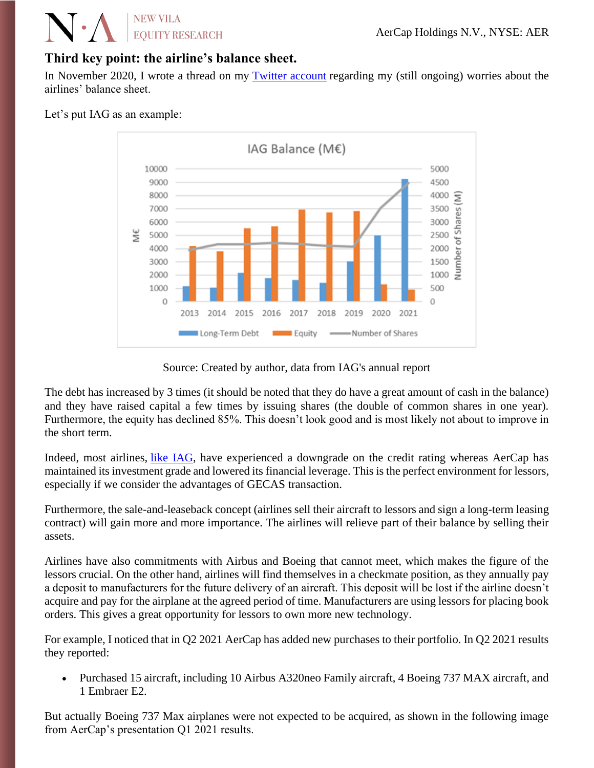## Third key point: the airline's balance sheet.

In November 2020, I wrote a thread on my [Twitter account] regarding my (still ongoing) worries about the airlines' balance sheet.

Let's put IAG as an example:

Source: Created by author, data from IAG's annual report

The debt has increased by 3 times (it should be noted that they do have a great amount of cash in the balance) and they have raised capital a few times by issuing shares (the double of common shares in one year). Furthermore, the equity has declined 85%. This doesn't look good and is most likely not about to improve in the short term.

Indeed, most airlines, [like IAG], have experienced a downgrade on the credit rating whereas AerCap has maintained its investment grade and lowered its financial leverage. This is the perfect environment for lessors, especially if we consider the advantages of GECAS transaction.

Furthermore, the sale-and-leaseback concept (airlines sell their aircraft to lessors and sign a long-term leasing contract) will gain more and more importance. The airlines will relieve part of their balance by selling their assets.

Airlines have also commitments with Airbus and Boeing that cannot meet, which makes the figure of the lessors crucial. On the other hand, airlines will find themselves in a checkmate position, as they annually pay a deposit to manufacturers for the future delivery of an aircraft. This deposit will be lost if the airline doesn't acquire and pay for the airplane at the agreed period of time. Manufacturers are using lessors for placing book orders. This gives a great opportunity for lessors to own more new technology.

For example, I noticed that in Q2 2021 AerCap has added new purchases to their portfolio. In Q2 2021 results they reported:

- Purchased 15 aircraft, including 10 Airbus A320neo Family aircraft, 4 Boeing 737 MAX aircraft, and 1 Embraer E2.

But actually Boeing 737 Max airplanes were not expected to be acquired, as shown in the following image from AerCap's presentation Q1 2021 results.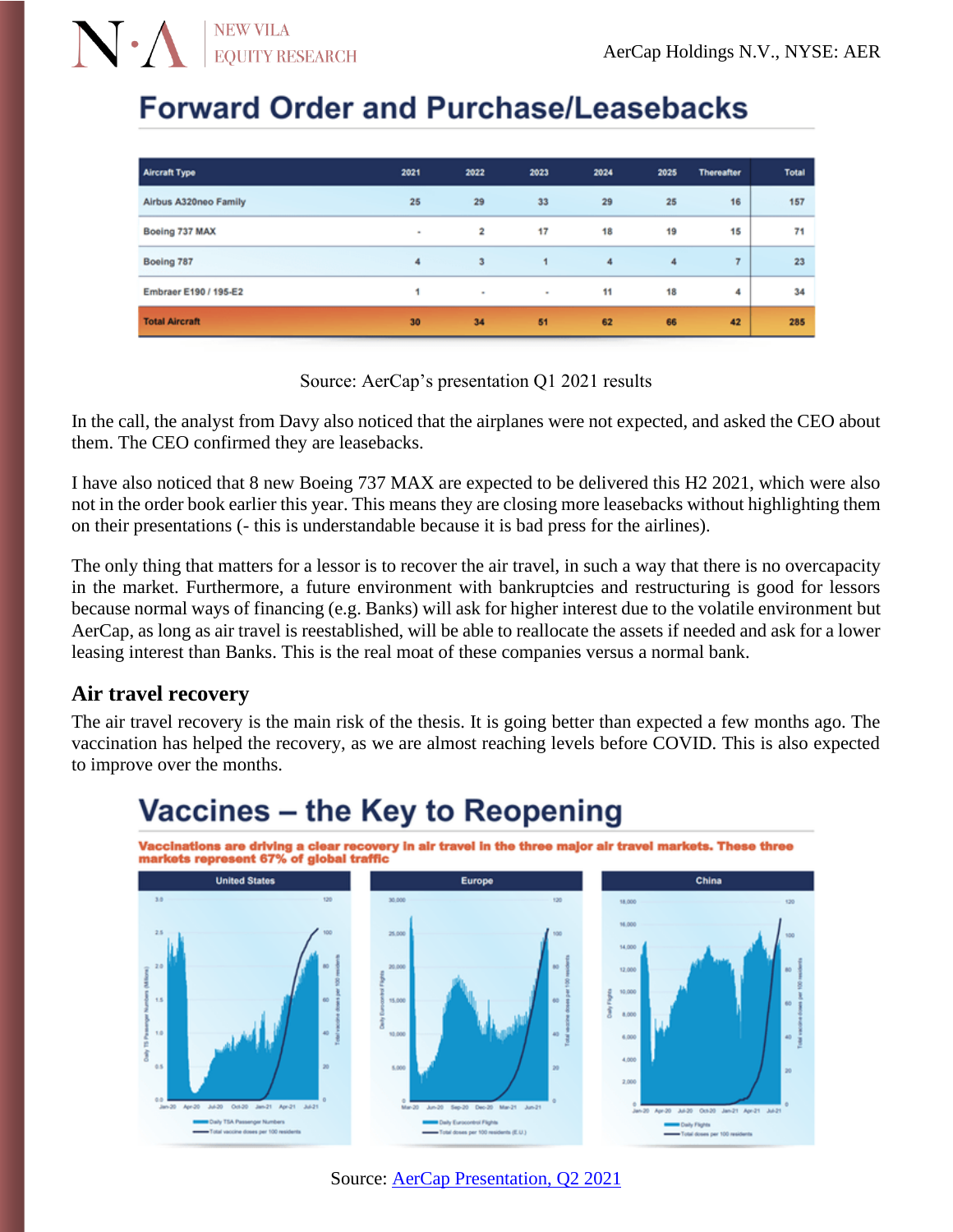## Forward Order and Purchase/Leasebacks

| Aircraft Type | 2021 | 2022 | 2023 | 2024 | 2025 | Thereafter | Total |
|---|---|---|---|---|---|---|---|
| Airbus A320neo Family | 25 | 29 | 33 | 29 | 25 | 16 | 157 |
| Boeing 737 MAX | - | 2 | 17 | 18 | 19 | 15 | 71 |
| Boeing 787 | 4 | 3 | 1 | 4 | 4 | 7 | 23 |
| Embraer E190 / 195-E2 | 1 | - | - | 11 | 18 | 4 | 34 |
| Total Aircraft | 30 | 34 | 51 | 62 | 66 | 42 | 285 |

Source: AerCap's presentation Q1 2021 results

In the call, the analyst from Davy also noticed that the airplanes were not expected, and asked the CEO about them. The CEO confirmed they are leasebacks.

I have also noticed that 8 new Boeing 737 MAX are expected to be delivered this H2 2021, which were also not in the order book earlier this year. This means they are closing more leasebacks without highlighting them on their presentations (- this is understandable because it is bad press for the airlines).

The only thing that matters for a lessor is to recover the air travel, in such a way that there is no overcapacity in the market. Furthermore, a future environment with bankruptcies and restructuring is good for lessors because normal ways of financing (e.g. Banks) will ask for higher interest due to the volatile environment but AerCap, as long as air travel is reestablished, will be able to reallocate the assets if needed and ask for a lower leasing interest than Banks. This is the real moat of these companies versus a normal bank.

### Air travel recovery

The air travel recovery is the main risk of the thesis. It is going better than expected a few months ago. The vaccination has helped the recovery, as we are almost reaching levels before COVID. This is also expected to improve over the months.

## Vaccines – the Key to Reopening

**Vaccinations are driving a clear recovery in air travel in the three major air travel markets. These three markets represent 67% of global traffic**

Source: [AerCap Presentation, Q2 2021]()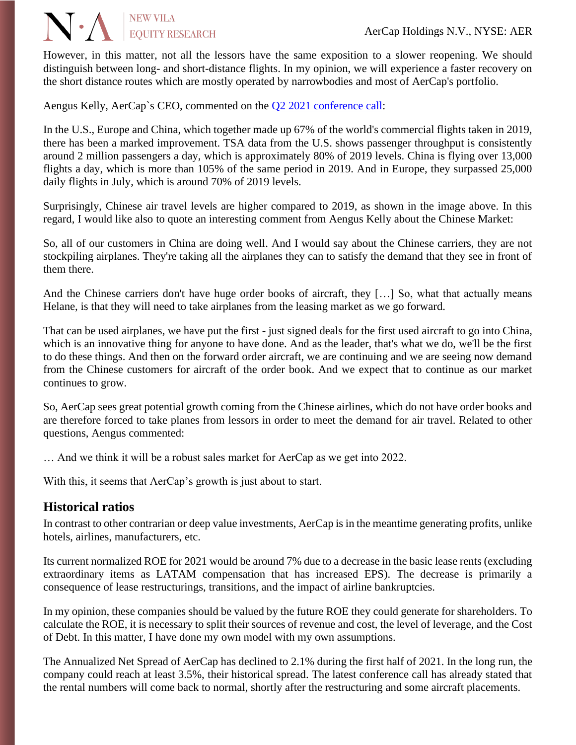However, in this matter, not all the lessors have the same exposition to a slower reopening. We should distinguish between long- and short-distance flights. In my opinion, we will experience a faster recovery on the short distance routes which are mostly operated by narrowbodies and most of AerCap's portfolio.

Aengus Kelly, AerCap`s CEO, commented on the Q2 2021 conference call:

In the U.S., Europe and China, which together made up 67% of the world's commercial flights taken in 2019, there has been a marked improvement. TSA data from the U.S. shows passenger throughput is consistently around 2 million passengers a day, which is approximately 80% of 2019 levels. China is flying over 13,000 flights a day, which is more than 105% of the same period in 2019. And in Europe, they surpassed 25,000 daily flights in July, which is around 70% of 2019 levels.

Surprisingly, Chinese air travel levels are higher compared to 2019, as shown in the image above. In this regard, I would like also to quote an interesting comment from Aengus Kelly about the Chinese Market:

So, all of our customers in China are doing well. And I would say about the Chinese carriers, they are not stockpiling airplanes. They're taking all the airplanes they can to satisfy the demand that they see in front of them there.

And the Chinese carriers don't have huge order books of aircraft, they […] So, what that actually means Helane, is that they will need to take airplanes from the leasing market as we go forward.

That can be used airplanes, we have put the first - just signed deals for the first used aircraft to go into China, which is an innovative thing for anyone to have done. And as the leader, that's what we do, we'll be the first to do these things. And then on the forward order aircraft, we are continuing and we are seeing now demand from the Chinese customers for aircraft of the order book. And we expect that to continue as our market continues to grow.

So, AerCap sees great potential growth coming from the Chinese airlines, which do not have order books and are therefore forced to take planes from lessors in order to meet the demand for air travel. Related to other questions, Aengus commented:

… And we think it will be a robust sales market for AerCap as we get into 2022.

With this, it seems that AerCap's growth is just about to start.

## Historical ratios

In contrast to other contrarian or deep value investments, AerCap is in the meantime generating profits, unlike hotels, airlines, manufacturers, etc.

Its current normalized ROE for 2021 would be around 7% due to a decrease in the basic lease rents (excluding extraordinary items as LATAM compensation that has increased EPS). The decrease is primarily a consequence of lease restructurings, transitions, and the impact of airline bankruptcies.

In my opinion, these companies should be valued by the future ROE they could generate for shareholders. To calculate the ROE, it is necessary to split their sources of revenue and cost, the level of leverage, and the Cost of Debt. In this matter, I have done my own model with my own assumptions.

The Annualized Net Spread of AerCap has declined to 2.1% during the first half of 2021. In the long run, the company could reach at least 3.5%, their historical spread. The latest conference call has already stated that the rental numbers will come back to normal, shortly after the restructuring and some aircraft placements.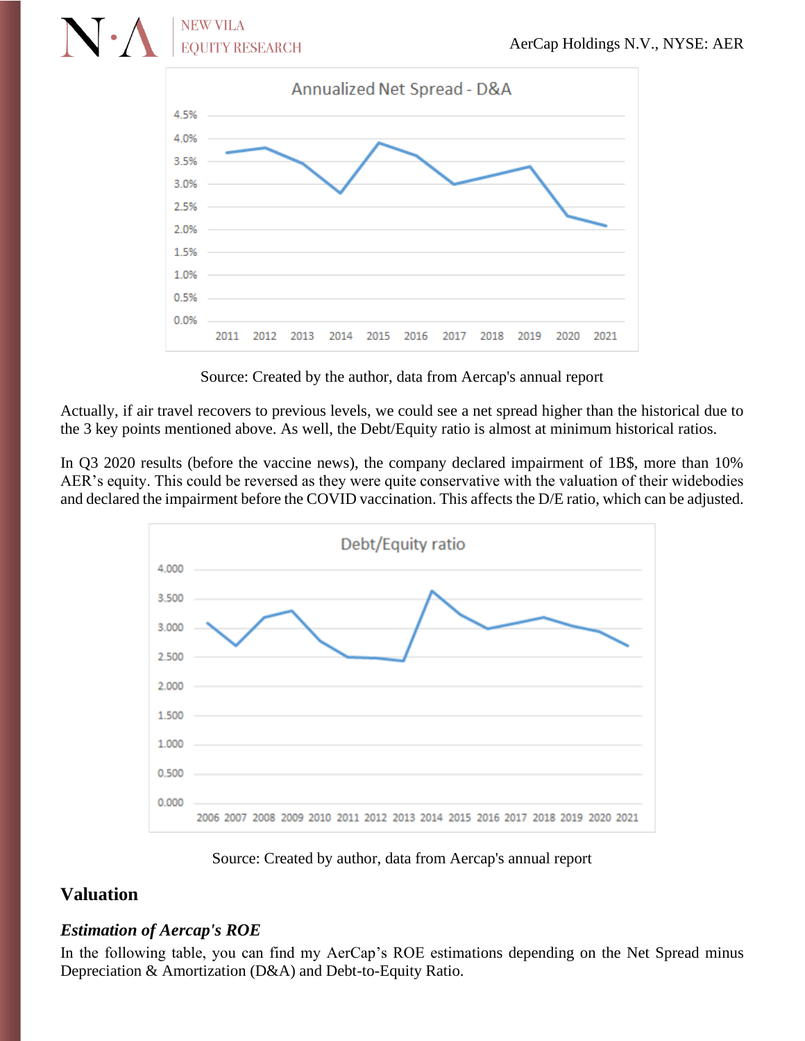Source: Created by the author, data from Aercap's annual report

Actually, if air travel recovers to previous levels, we could see a net spread higher than the historical due to the 3 key points mentioned above. As well, the Debt/Equity ratio is almost at minimum historical ratios.

In Q3 2020 results (before the vaccine news), the company declared impairment of 1B$, more than 10% AER's equity. This could be reversed as they were quite conservative with the valuation of their widebodies and declared the impairment before the COVID vaccination. This affects the D/E ratio, which can be adjusted.

Source: Created by author, data from Aercap's annual report

## Valuation

### *Estimation of Aercap's ROE*

In the following table, you can find my AerCap's ROE estimations depending on the Net Spread minus Depreciation & Amortization (D&A) and Debt-to-Equity Ratio.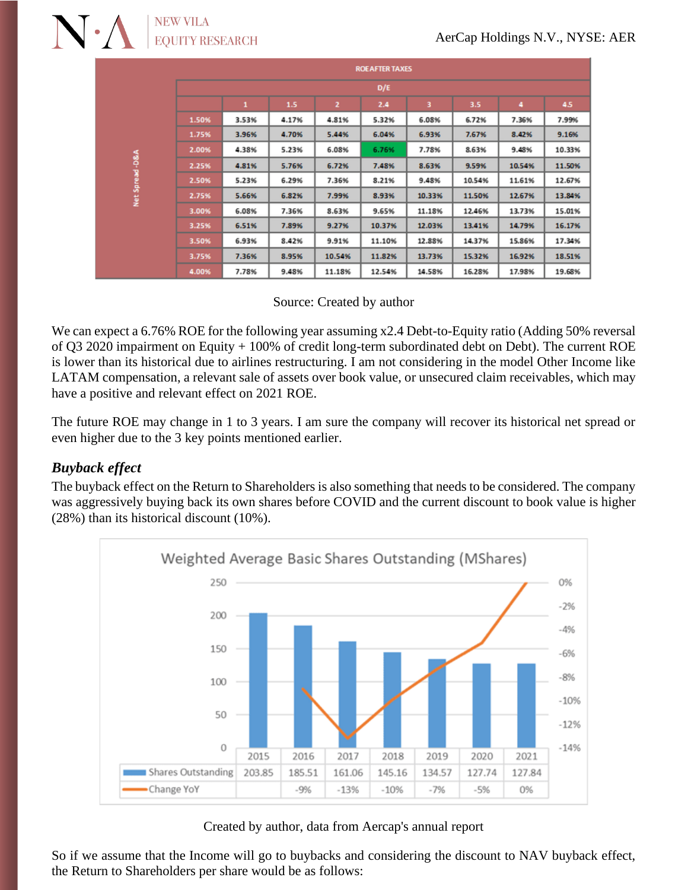| | | ROE AFTER TAXES | | | | | | | |
|---|---|---|---|---|---|---|---|---|---|
| | | D/E | | | | | | | |
| | | 1 | 1.5 | 2 | 2.4 | 3 | 3.5 | 4 | 4.5 |
| Net Spread - D&A | 1.50% | 3.53% | 4.17% | 4.81% | 5.32% | 6.08% | 6.72% | 7.36% | 7.99% |
| | 1.75% | 3.96% | 4.70% | 5.44% | 6.04% | 6.93% | 7.67% | 8.42% | 9.16% |
| | 2.00% | 4.38% | 5.23% | 6.08% | 6.76% | 7.78% | 8.63% | 9.48% | 10.33% |
| | 2.25% | 4.81% | 5.76% | 6.72% | 7.48% | 8.63% | 9.59% | 10.54% | 11.50% |
| | 2.50% | 5.23% | 6.29% | 7.36% | 8.21% | 9.48% | 10.54% | 11.61% | 12.67% |
| | 2.75% | 5.66% | 6.82% | 7.99% | 8.93% | 10.33% | 11.50% | 12.67% | 13.84% |
| | 3.00% | 6.08% | 7.36% | 8.63% | 9.65% | 11.18% | 12.46% | 13.73% | 15.01% |
| | 3.25% | 6.51% | 7.89% | 9.27% | 10.37% | 12.03% | 13.41% | 14.79% | 16.17% |
| | 3.50% | 6.93% | 8.42% | 9.91% | 11.10% | 12.88% | 14.37% | 15.86% | 17.34% |
| | 3.75% | 7.36% | 8.95% | 10.54% | 11.82% | 13.73% | 15.32% | 16.92% | 18.51% |
| | 4.00% | 7.78% | 9.48% | 11.18% | 12.54% | 14.58% | 16.28% | 17.98% | 19.68% |

Source: Created by author

We can expect a 6.76% ROE for the following year assuming x2.4 Debt-to-Equity ratio (Adding 50% reversal of Q3 2020 impairment on Equity + 100% of credit long-term subordinated debt on Debt). The current ROE is lower than its historical due to airlines restructuring. I am not considering in the model Other Income like LATAM compensation, a relevant sale of assets over book value, or unsecured claim receivables, which may have a positive and relevant effect on 2021 ROE.

The future ROE may change in 1 to 3 years. I am sure the company will recover its historical net spread or even higher due to the 3 key points mentioned earlier.

### *Buyback effect*

The buyback effect on the Return to Shareholders is also something that needs to be considered. The company was aggressively buying back its own shares before COVID and the current discount to book value is higher (28%) than its historical discount (10%).

**Weighted Average Basic Shares Outstanding (MShares)**

| | 2015 | 2016 | 2017 | 2018 | 2019 | 2020 | 2021 |
|---|---|---|---|---|---|---|---|
| Shares Outstanding | 203.85 | 185.51 | 161.06 | 145.16 | 134.57 | 127.74 | 127.84 |
| Change YoY | | -9% | -13% | -10% | -7% | -5% | 0% |

Created by author, data from Aercap's annual report

So if we assume that the Income will go to buybacks and considering the discount to NAV buyback effect, the Return to Shareholders per share would be as follows: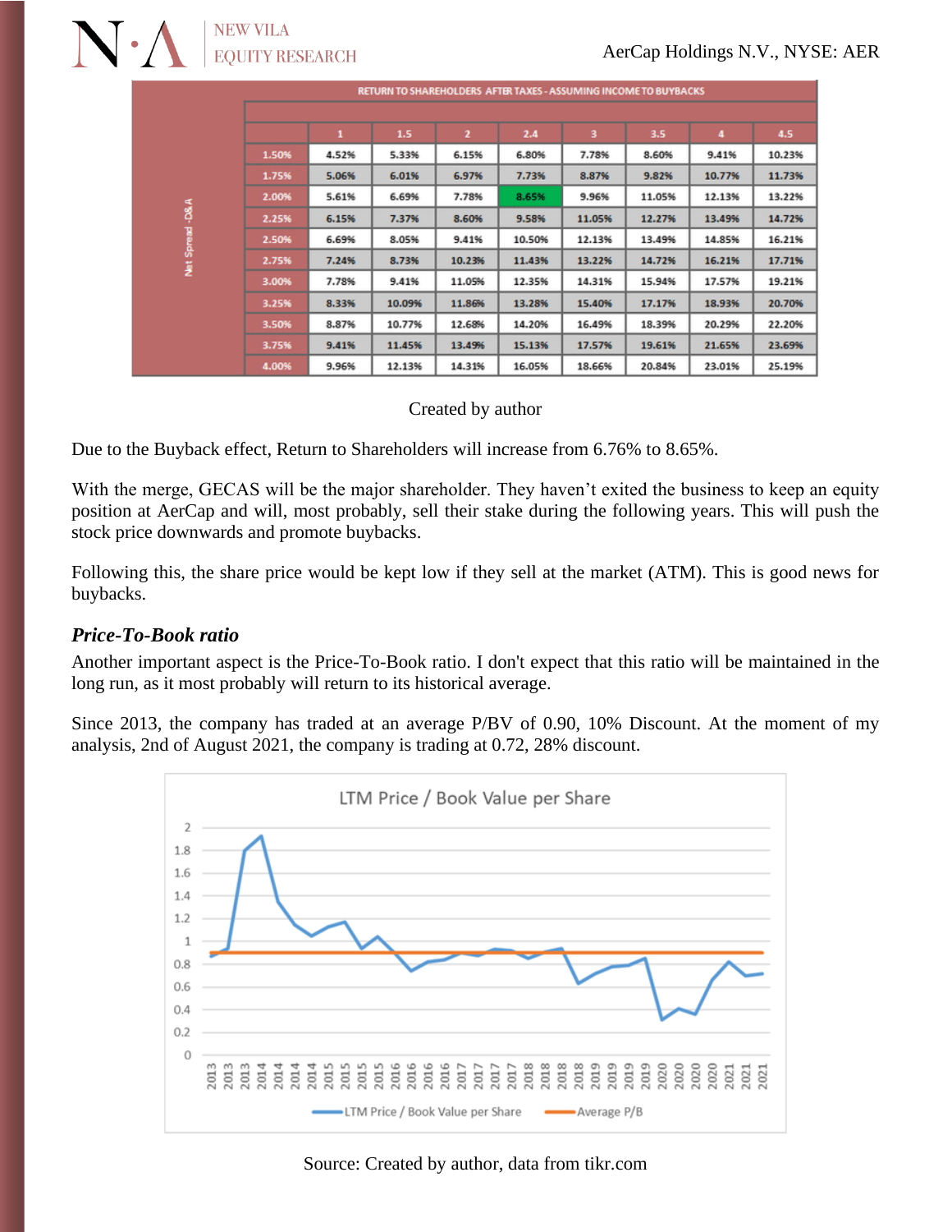| RETURN TO SHAREHOLDERS AFTER TAXES - ASSUMING INCOME TO BUYBACKS | | | | | | | | | |
|---|---|---|---|---|---|---|---|---|---|
| Net Spread -D&A | 1 | 1.5 | 2 | 2.4 | 3 | 3.5 | 4 | 4.5 |
| 1.50% | 4.52% | 5.33% | 6.15% | 6.80% | 7.78% | 8.60% | 9.41% | 10.23% |
| 1.75% | 5.06% | 6.01% | 6.97% | 7.73% | 8.87% | 9.82% | 10.77% | 11.73% |
| 2.00% | 5.61% | 6.69% | 7.78% | 8.65% | 9.96% | 11.05% | 12.13% | 13.22% |
| 2.25% | 6.15% | 7.37% | 8.60% | 9.58% | 11.05% | 12.27% | 13.49% | 14.72% |
| 2.50% | 6.69% | 8.05% | 9.41% | 10.50% | 12.13% | 13.49% | 14.85% | 16.21% |
| 2.75% | 7.24% | 8.73% | 10.23% | 11.43% | 13.22% | 14.72% | 16.21% | 17.71% |
| 3.00% | 7.78% | 9.41% | 11.05% | 12.35% | 14.31% | 15.94% | 17.57% | 19.21% |
| 3.25% | 8.33% | 10.09% | 11.86% | 13.28% | 15.40% | 17.17% | 18.93% | 20.70% |
| 3.50% | 8.87% | 10.77% | 12.68% | 14.20% | 16.49% | 18.39% | 20.29% | 22.20% |
| 3.75% | 9.41% | 11.45% | 13.49% | 15.13% | 17.57% | 19.61% | 21.65% | 23.69% |
| 4.00% | 9.96% | 12.13% | 14.31% | 16.05% | 18.66% | 20.84% | 23.01% | 25.19% |

Created by author

Due to the Buyback effect, Return to Shareholders will increase from 6.76% to 8.65%.

With the merge, GECAS will be the major shareholder. They haven't exited the business to keep an equity position at AerCap and will, most probably, sell their stake during the following years. This will push the stock price downwards and promote buybacks.

Following this, the share price would be kept low if they sell at the market (ATM). This is good news for buybacks.

### *Price-To-Book ratio*

Another important aspect is the Price-To-Book ratio. I don't expect that this ratio will be maintained in the long run, as it most probably will return to its historical average.

Since 2013, the company has traded at an average P/BV of 0.90, 10% Discount. At the moment of my analysis, 2nd of August 2021, the company is trading at 0.72, 28% discount.

Source: Created by author, data from tikr.com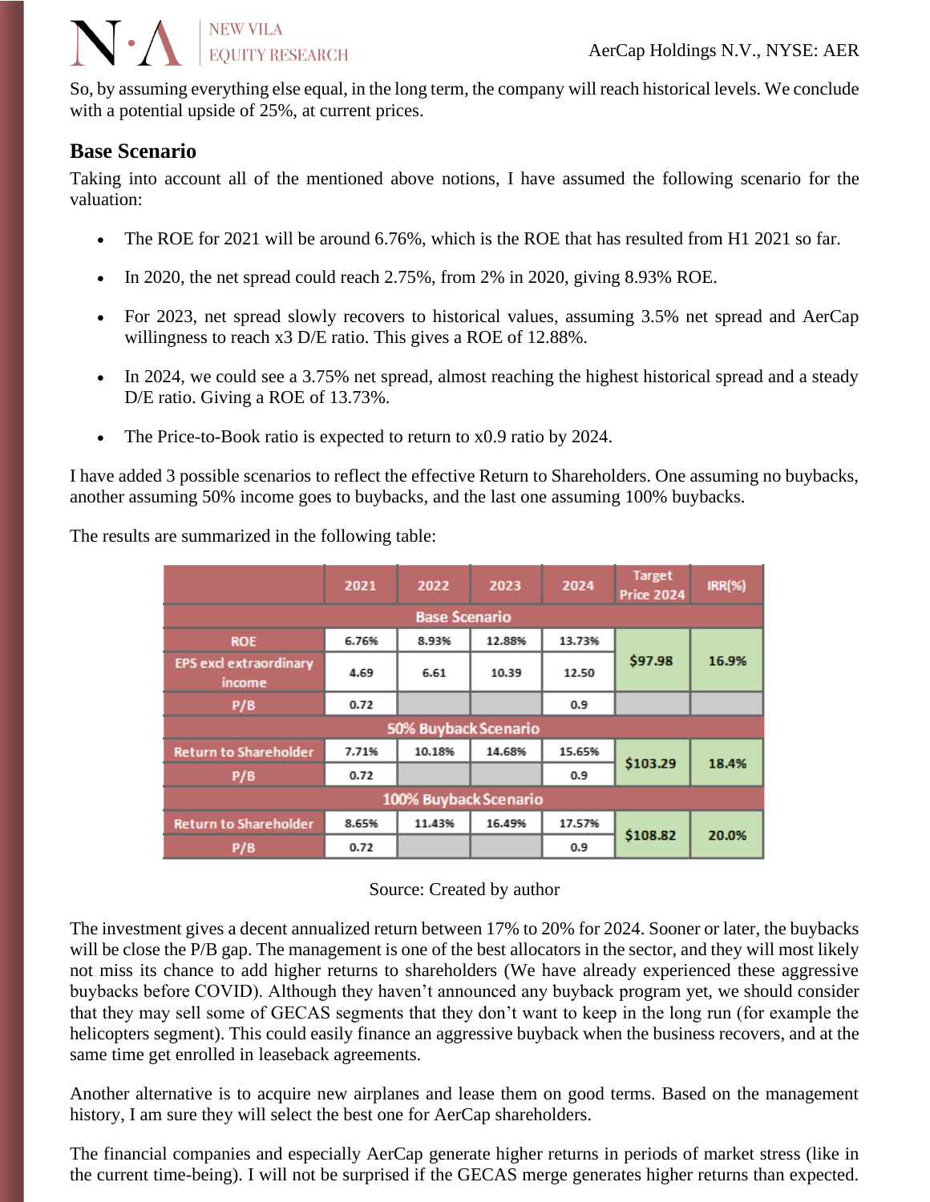So, by assuming everything else equal, in the long term, the company will reach historical levels. We conclude with a potential upside of 25%, at current prices.

## Base Scenario

Taking into account all of the mentioned above notions, I have assumed the following scenario for the valuation:

- The ROE for 2021 will be around 6.76%, which is the ROE that has resulted from H1 2021 so far.
- In 2020, the net spread could reach 2.75%, from 2% in 2020, giving 8.93% ROE.
- For 2023, net spread slowly recovers to historical values, assuming 3.5% net spread and AerCap willingness to reach x3 D/E ratio. This gives a ROE of 12.88%.
- In 2024, we could see a 3.75% net spread, almost reaching the highest historical spread and a steady D/E ratio. Giving a ROE of 13.73%.
- The Price-to-Book ratio is expected to return to x0.9 ratio by 2024.

I have added 3 possible scenarios to reflect the effective Return to Shareholders. One assuming no buybacks, another assuming 50% income goes to buybacks, and the last one assuming 100% buybacks.

The results are summarized in the following table:

| | 2021 | 2022 | 2023 | 2024 | Target Price 2024 | IRR(%) |
|---|---|---|---|---|---|---|
| **Base Scenario** | | | | | | |
| ROE | 6.76% | 8.93% | 12.88% | 13.73% | $97.98 | 16.9% |
| EPS excl extraordinary income | 4.69 | 6.61 | 10.39 | 12.50 | | |
| P/B | 0.72 | | | 0.9 | | |
| **50% Buyback Scenario** | | | | | | |
| Return to Shareholder | 7.71% | 10.18% | 14.68% | 15.65% | $103.29 | 18.4% |
| P/B | 0.72 | | | 0.9 | | |
| **100% Buyback Scenario** | | | | | | |
| Return to Shareholder | 8.65% | 11.43% | 16.49% | 17.57% | $108.82 | 20.0% |
| P/B | 0.72 | | | 0.9 | | |

Source: Created by author

The investment gives a decent annualized return between 17% to 20% for 2024. Sooner or later, the buybacks will be close the P/B gap. The management is one of the best allocators in the sector, and they will most likely not miss its chance to add higher returns to shareholders (We have already experienced these aggressive buybacks before COVID). Although they haven't announced any buyback program yet, we should consider that they may sell some of GECAS segments that they don't want to keep in the long run (for example the helicopters segment). This could easily finance an aggressive buyback when the business recovers, and at the same time get enrolled in leaseback agreements.

Another alternative is to acquire new airplanes and lease them on good terms. Based on the management history, I am sure they will select the best one for AerCap shareholders.

The financial companies and especially AerCap generate higher returns in periods of market stress (like in the current time-being). I will not be surprised if the GECAS merge generates higher returns than expected.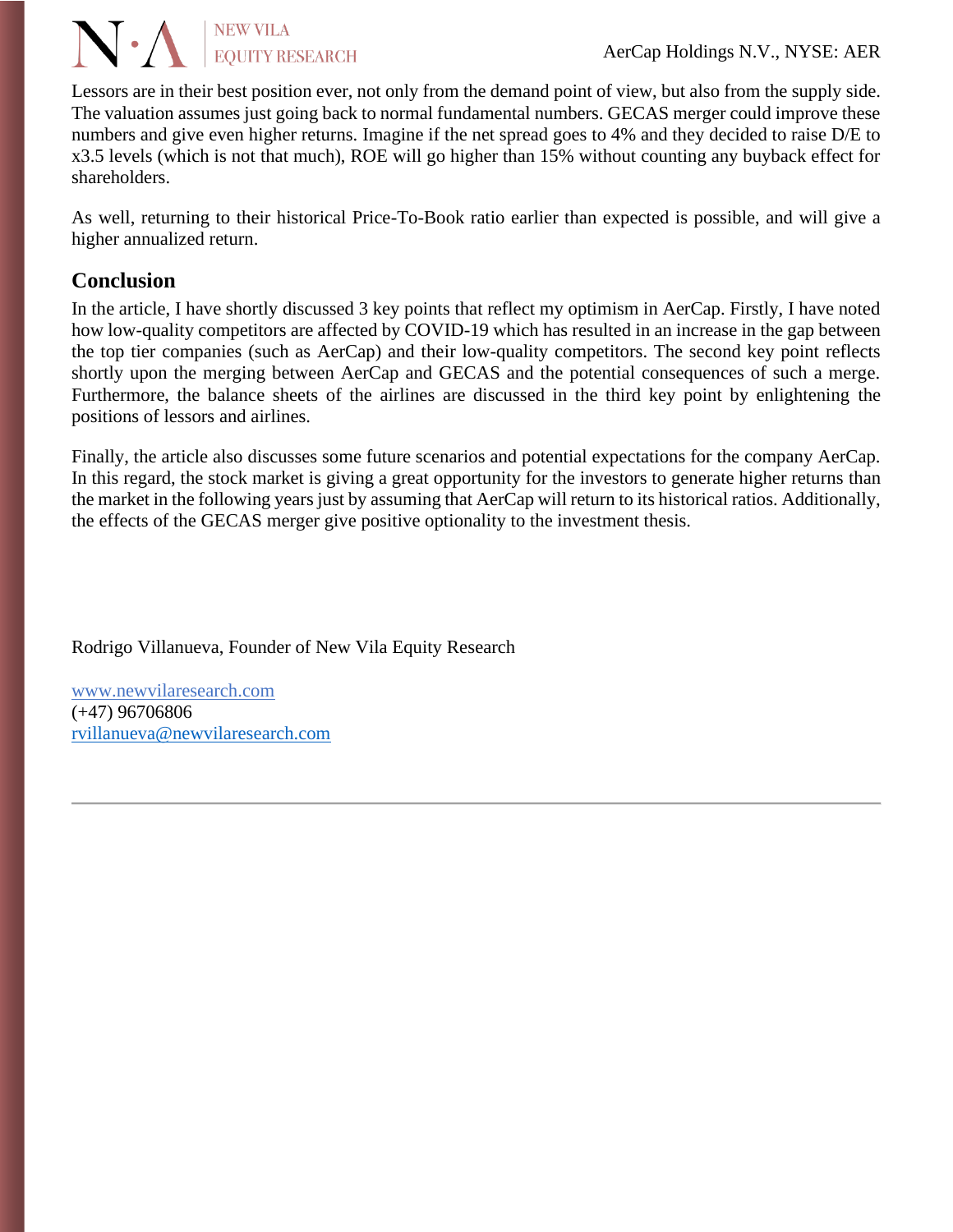Lessors are in their best position ever, not only from the demand point of view, but also from the supply side. The valuation assumes just going back to normal fundamental numbers. GECAS merger could improve these numbers and give even higher returns. Imagine if the net spread goes to 4% and they decided to raise D/E to x3.5 levels (which is not that much), ROE will go higher than 15% without counting any buyback effect for shareholders.

As well, returning to their historical Price-To-Book ratio earlier than expected is possible, and will give a higher annualized return.

## Conclusion

In the article, I have shortly discussed 3 key points that reflect my optimism in AerCap. Firstly, I have noted how low-quality competitors are affected by COVID-19 which has resulted in an increase in the gap between the top tier companies (such as AerCap) and their low-quality competitors. The second key point reflects shortly upon the merging between AerCap and GECAS and the potential consequences of such a merge. Furthermore, the balance sheets of the airlines are discussed in the third key point by enlightening the positions of lessors and airlines.

Finally, the article also discusses some future scenarios and potential expectations for the company AerCap. In this regard, the stock market is giving a great opportunity for the investors to generate higher returns than the market in the following years just by assuming that AerCap will return to its historical ratios. Additionally, the effects of the GECAS merger give positive optionality to the investment thesis.

Rodrigo Villanueva, Founder of New Vila Equity Research

www.newvilaresearch.com
(+47) 96706806
rvillanueva@newvilaresearch.com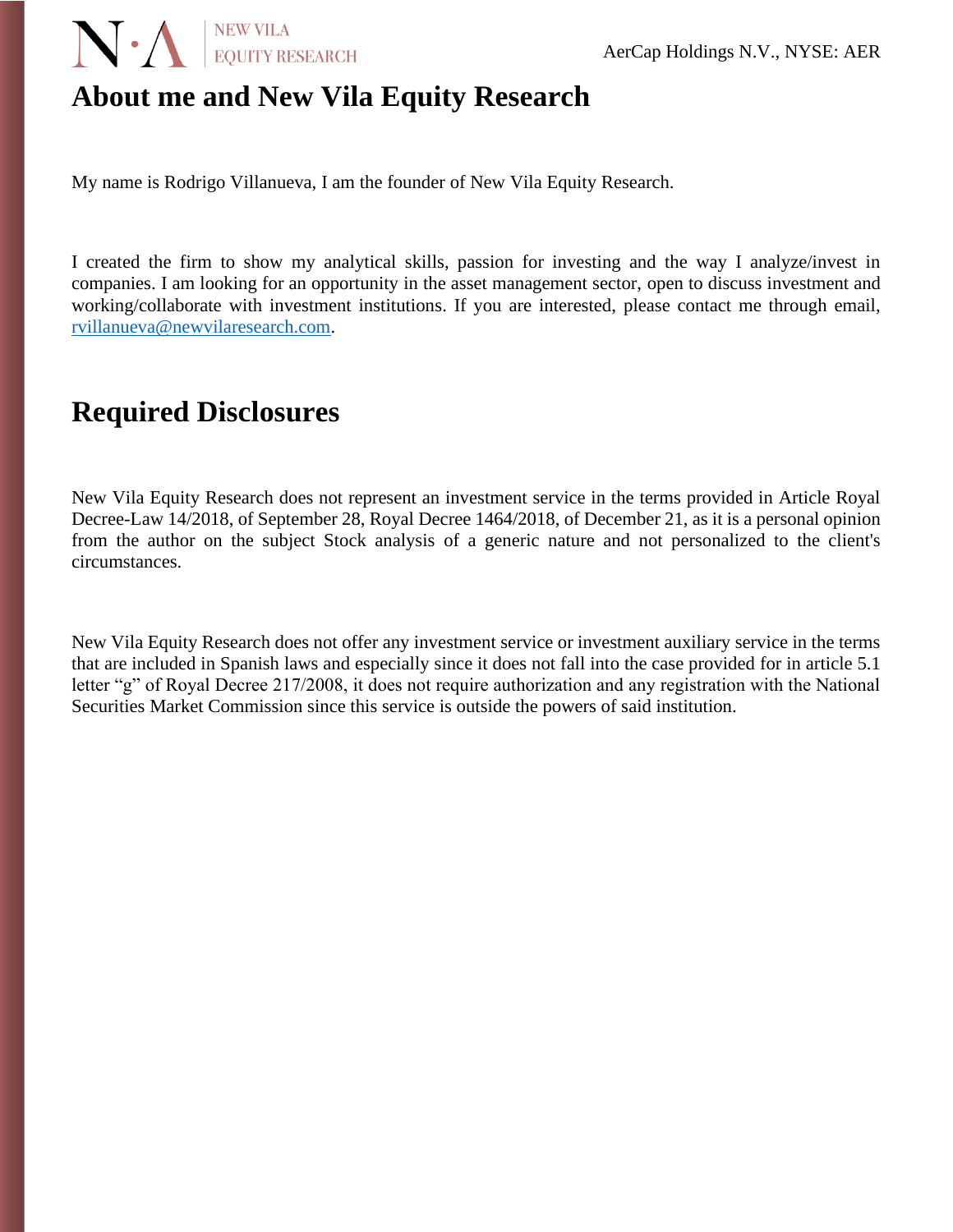# About me and New Vila Equity Research

My name is Rodrigo Villanueva, I am the founder of New Vila Equity Research.

I created the firm to show my analytical skills, passion for investing and the way I analyze/invest in companies. I am looking for an opportunity in the asset management sector, open to discuss investment and working/collaborate with investment institutions. If you are interested, please contact me through email, rvillanueva@newvilaresearch.com.

# Required Disclosures

New Vila Equity Research does not represent an investment service in the terms provided in Article Royal Decree-Law 14/2018, of September 28, Royal Decree 1464/2018, of December 21, as it is a personal opinion from the author on the subject Stock analysis of a generic nature and not personalized to the client's circumstances.

New Vila Equity Research does not offer any investment service or investment auxiliary service in the terms that are included in Spanish laws and especially since it does not fall into the case provided for in article 5.1 letter "g" of Royal Decree 217/2008, it does not require authorization and any registration with the National Securities Market Commission since this service is outside the powers of said institution.